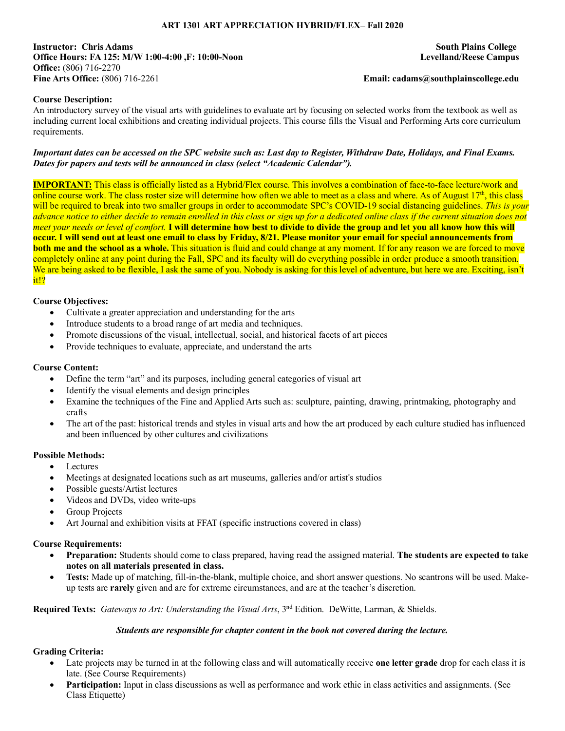**ART 1301 ART APPRECIATION HYBRID/FLEX– Fall 2020**

**Instructor: Chris Adams**
**Office Hours: FA 125: M/W 1:00-4:00 ,F: 10:00-Noon**
**Office:** (806) 716-2270
**Fine Arts Office:** (806) 716-2261

**South Plains College**
**Levelland/Reese Campus**
**Email: cadams@southplainscollege.edu**

**Course Description:**
An introductory survey of the visual arts with guidelines to evaluate art by focusing on selected works from the textbook as well as including current local exhibitions and creating individual projects. This course fills the Visual and Performing Arts core curriculum requirements.

***Important dates can be accessed on the SPC website such as: Last day to Register, Withdraw Date, Holidays, and Final Exams. Dates for papers and tests will be announced in class (select "Academic Calendar").***

**IMPORTANT:** This class is officially listed as a Hybrid/Flex course. This involves a combination of face-to-face lecture/work and online course work. The class roster size will determine how often we able to meet as a class and where. As of August 17th, this class will be required to break into two smaller groups in order to accommodate SPC's COVID-19 social distancing guidelines. *This is your advance notice to either decide to remain enrolled in this class or sign up for a dedicated online class if the current situation does not meet your needs or level of comfort.* **I will determine how best to divide to divide the group and let you all know how this will occur. I will send out at least one email to class by Friday, 8/21. Please monitor your email for special announcements from both me and the school as a whole.** This situation is fluid and could change at any moment. If for any reason we are forced to move completely online at any point during the Fall, SPC and its faculty will do everything possible in order produce a smooth transition. We are being asked to be flexible, I ask the same of you. Nobody is asking for this level of adventure, but here we are. Exciting, isn't it!?

**Course Objectives:**

- Cultivate a greater appreciation and understanding for the arts
- Introduce students to a broad range of art media and techniques.
- Promote discussions of the visual, intellectual, social, and historical facets of art pieces
- Provide techniques to evaluate, appreciate, and understand the arts

**Course Content:**

- Define the term "art" and its purposes, including general categories of visual art
- Identify the visual elements and design principles
- Examine the techniques of the Fine and Applied Arts such as: sculpture, painting, drawing, printmaking, photography and crafts
- The art of the past: historical trends and styles in visual arts and how the art produced by each culture studied has influenced and been influenced by other cultures and civilizations

**Possible Methods:**

- Lectures
- Meetings at designated locations such as art museums, galleries and/or artist's studios
- Possible guests/Artist lectures
- Videos and DVDs, video write-ups
- Group Projects
- Art Journal and exhibition visits at FFAT (specific instructions covered in class)

**Course Requirements:**

- **Preparation:** Students should come to class prepared, having read the assigned material. **The students are expected to take notes on all materials presented in class.**
- **Tests:** Made up of matching, fill-in-the-blank, multiple choice, and short answer questions. No scantrons will be used. Make-up tests are **rarely** given and are for extreme circumstances, and are at the teacher's discretion.

**Required Texts:** *Gateways to Art: Understanding the Visual Arts*, 3rd Edition. DeWitte, Larman, & Shields.

***Students are responsible for chapter content in the book not covered during the lecture.***

**Grading Criteria:**

- Late projects may be turned in at the following class and will automatically receive **one letter grade** drop for each class it is late. (See Course Requirements)
- **Participation:** Input in class discussions as well as performance and work ethic in class activities and assignments. (See Class Etiquette)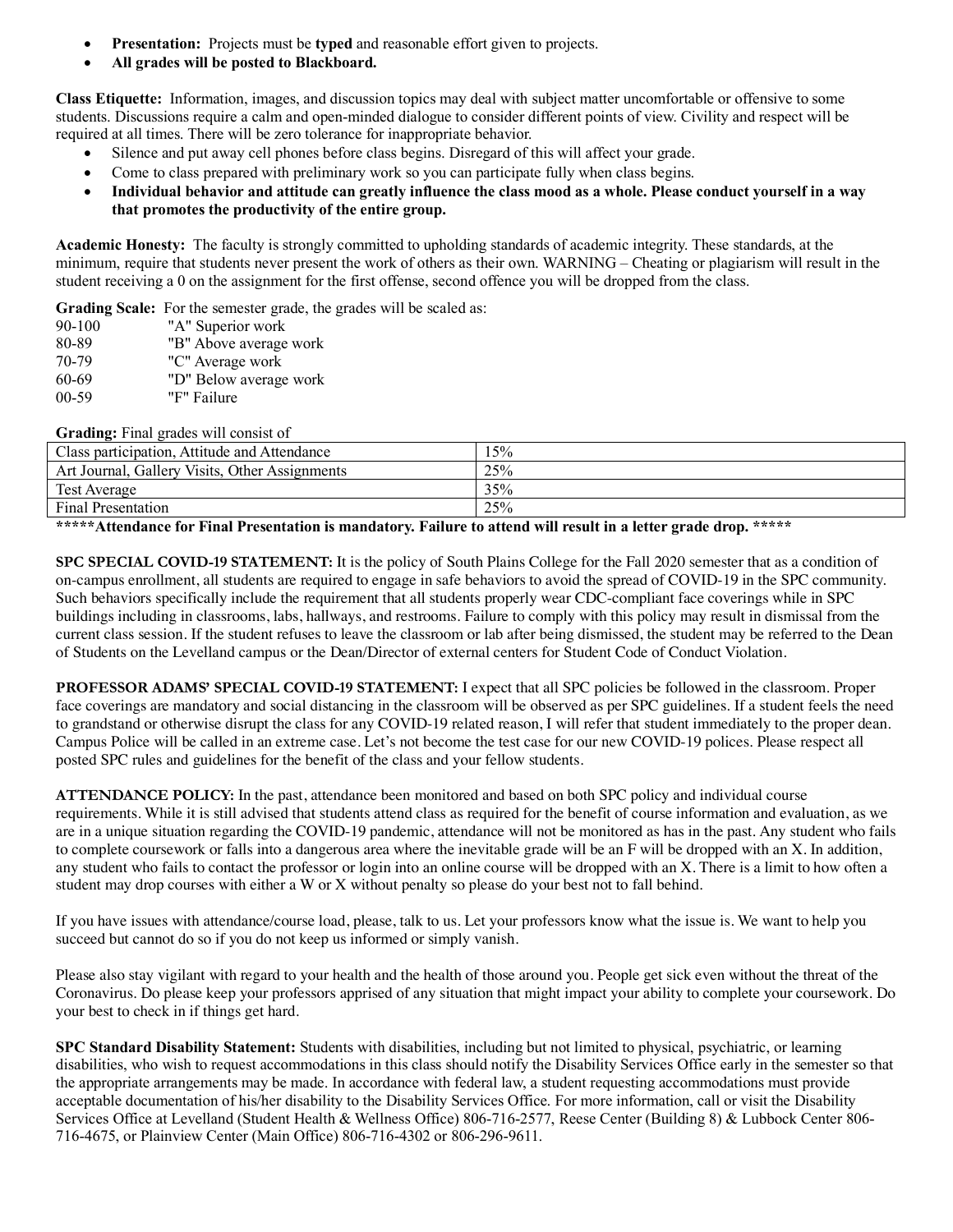- **Presentation:** Projects must be **typed** and reasonable effort given to projects.
- **All grades will be posted to Blackboard.**

**Class Etiquette:** Information, images, and discussion topics may deal with subject matter uncomfortable or offensive to some students. Discussions require a calm and open-minded dialogue to consider different points of view. Civility and respect will be required at all times. There will be zero tolerance for inappropriate behavior.

- Silence and put away cell phones before class begins. Disregard of this will affect your grade.
- Come to class prepared with preliminary work so you can participate fully when class begins.
- **Individual behavior and attitude can greatly influence the class mood as a whole. Please conduct yourself in a way that promotes the productivity of the entire group.**

**Academic Honesty:** The faculty is strongly committed to upholding standards of academic integrity. These standards, at the minimum, require that students never present the work of others as their own. WARNING – Cheating or plagiarism will result in the student receiving a 0 on the assignment for the first offense, second offence you will be dropped from the class.

**Grading Scale:** For the semester grade, the grades will be scaled as:

90-100 "A" Superior work
80-89 "B" Above average work
70-79 "C" Average work
60-69 "D" Below average work
00-59 "F" Failure

**Grading:** Final grades will consist of

| Component | Percentage |
|---|---|
| Class participation, Attitude and Attendance | 15% |
| Art Journal, Gallery Visits, Other Assignments | 25% |
| Test Average | 35% |
| Final Presentation | 25% |

**\*\*\*\*\*Attendance for Final Presentation is mandatory. Failure to attend will result in a letter grade drop. \*\*\*\*\***

**SPC SPECIAL COVID-19 STATEMENT:** It is the policy of South Plains College for the Fall 2020 semester that as a condition of on-campus enrollment, all students are required to engage in safe behaviors to avoid the spread of COVID-19 in the SPC community. Such behaviors specifically include the requirement that all students properly wear CDC-compliant face coverings while in SPC buildings including in classrooms, labs, hallways, and restrooms. Failure to comply with this policy may result in dismissal from the current class session. If the student refuses to leave the classroom or lab after being dismissed, the student may be referred to the Dean of Students on the Levelland campus or the Dean/Director of external centers for Student Code of Conduct Violation.

**PROFESSOR ADAMS' SPECIAL COVID-19 STATEMENT:** I expect that all SPC policies be followed in the classroom. Proper face coverings are mandatory and social distancing in the classroom will be observed as per SPC guidelines. If a student feels the need to grandstand or otherwise disrupt the class for any COVID-19 related reason, I will refer that student immediately to the proper dean. Campus Police will be called in an extreme case. Let's not become the test case for our new COVID-19 polices. Please respect all posted SPC rules and guidelines for the benefit of the class and your fellow students.

**ATTENDANCE POLICY:** In the past, attendance been monitored and based on both SPC policy and individual course requirements. While it is still advised that students attend class as required for the benefit of course information and evaluation, as we are in a unique situation regarding the COVID-19 pandemic, attendance will not be monitored as has in the past. Any student who fails to complete coursework or falls into a dangerous area where the inevitable grade will be an F will be dropped with an X. In addition, any student who fails to contact the professor or login into an online course will be dropped with an X. There is a limit to how often a student may drop courses with either a W or X without penalty so please do your best not to fall behind.

If you have issues with attendance/course load, please, talk to us. Let your professors know what the issue is. We want to help you succeed but cannot do so if you do not keep us informed or simply vanish.

Please also stay vigilant with regard to your health and the health of those around you. People get sick even without the threat of the Coronavirus. Do please keep your professors apprised of any situation that might impact your ability to complete your coursework. Do your best to check in if things get hard.

**SPC Standard Disability Statement:** Students with disabilities, including but not limited to physical, psychiatric, or learning disabilities, who wish to request accommodations in this class should notify the Disability Services Office early in the semester so that the appropriate arrangements may be made. In accordance with federal law, a student requesting accommodations must provide acceptable documentation of his/her disability to the Disability Services Office. For more information, call or visit the Disability Services Office at Levelland (Student Health & Wellness Office) 806-716-2577, Reese Center (Building 8) & Lubbock Center 806-716-4675, or Plainview Center (Main Office) 806-716-4302 or 806-296-9611.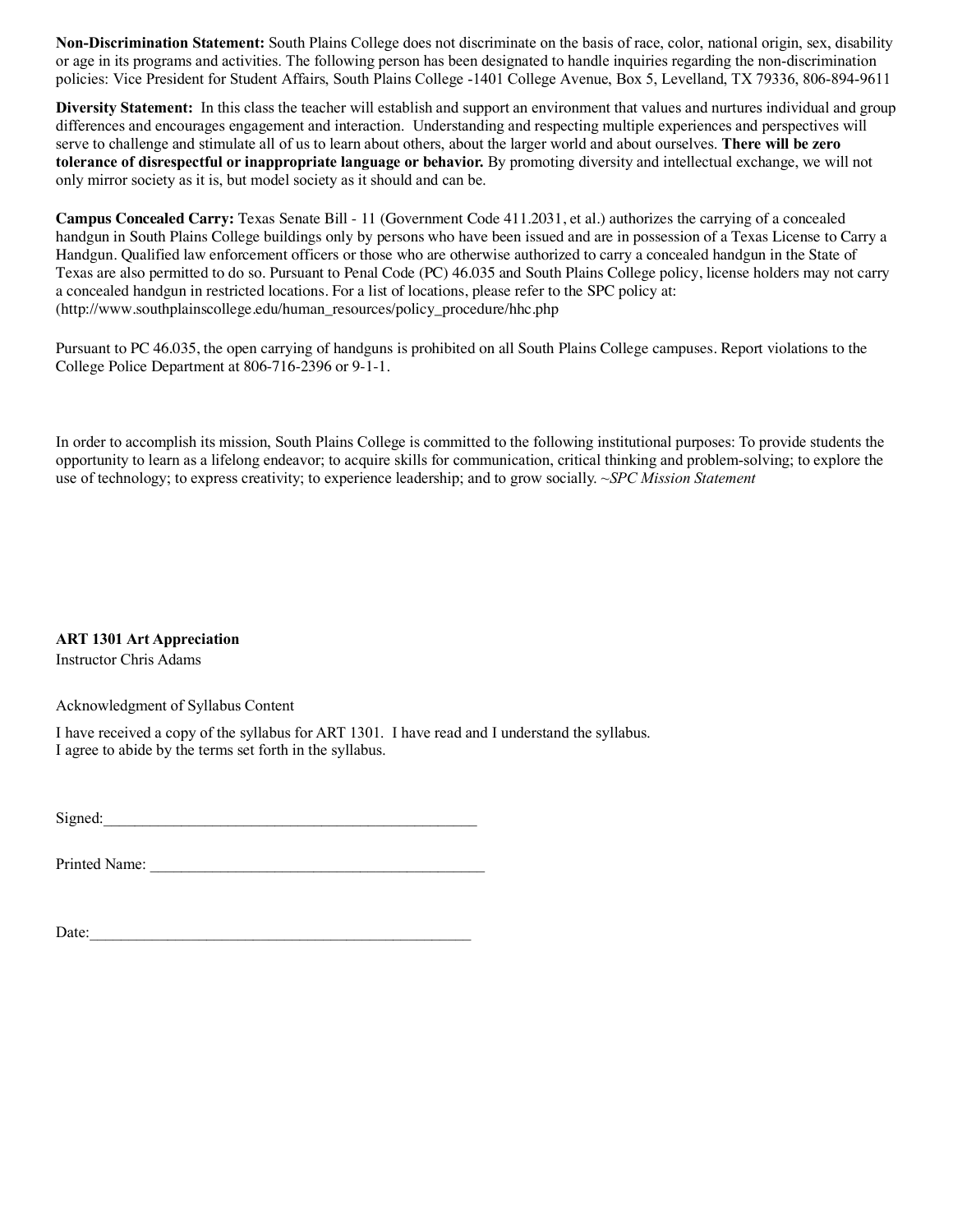**Non-Discrimination Statement:** South Plains College does not discriminate on the basis of race, color, national origin, sex, disability or age in its programs and activities. The following person has been designated to handle inquiries regarding the non-discrimination policies: Vice President for Student Affairs, South Plains College -1401 College Avenue, Box 5, Levelland, TX 79336, 806-894-9611

**Diversity Statement:** In this class the teacher will establish and support an environment that values and nurtures individual and group differences and encourages engagement and interaction. Understanding and respecting multiple experiences and perspectives will serve to challenge and stimulate all of us to learn about others, about the larger world and about ourselves. **There will be zero tolerance of disrespectful or inappropriate language or behavior.** By promoting diversity and intellectual exchange, we will not only mirror society as it is, but model society as it should and can be.

**Campus Concealed Carry:** Texas Senate Bill - 11 (Government Code 411.2031, et al.) authorizes the carrying of a concealed handgun in South Plains College buildings only by persons who have been issued and are in possession of a Texas License to Carry a Handgun. Qualified law enforcement officers or those who are otherwise authorized to carry a concealed handgun in the State of Texas are also permitted to do so. Pursuant to Penal Code (PC) 46.035 and South Plains College policy, license holders may not carry a concealed handgun in restricted locations. For a list of locations, please refer to the SPC policy at: (http://www.southplainscollege.edu/human_resources/policy_procedure/hhc.php

Pursuant to PC 46.035, the open carrying of handguns is prohibited on all South Plains College campuses. Report violations to the College Police Department at 806-716-2396 or 9-1-1.

In order to accomplish its mission, South Plains College is committed to the following institutional purposes: To provide students the opportunity to learn as a lifelong endeavor; to acquire skills for communication, critical thinking and problem-solving; to explore the use of technology; to express creativity; to experience leadership; and to grow socially. ~*SPC Mission Statement*

**ART 1301 Art Appreciation**
Instructor Chris Adams

Acknowledgment of Syllabus Content

I have received a copy of the syllabus for ART 1301. I have read and I understand the syllabus.
I agree to abide by the terms set forth in the syllabus.

Signed:_________________________________________________

Printed Name: ____________________________________________

Date:__________________________________________________